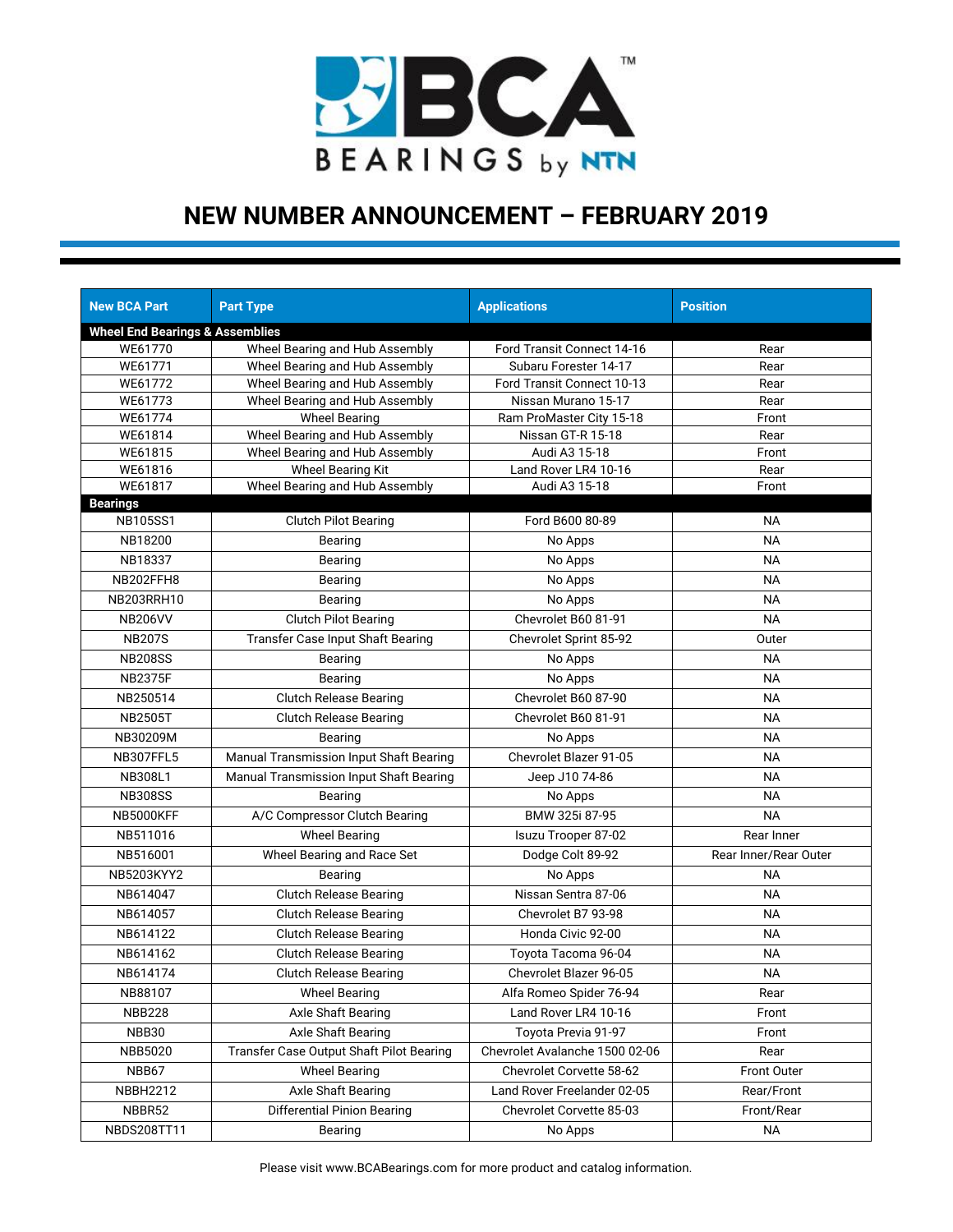# NEW NUMBER ANNOUNCEMENT – FEBRUARY 2019

| New BCA Part | Part Type | Applications | Position |
|---|---|---|---|
| **Wheel End Bearings & Assemblies** | | | |
| WE61770 | Wheel Bearing and Hub Assembly | Ford Transit Connect 14-16 | Rear |
| WE61771 | Wheel Bearing and Hub Assembly | Subaru Forester 14-17 | Rear |
| WE61772 | Wheel Bearing and Hub Assembly | Ford Transit Connect 10-13 | Rear |
| WE61773 | Wheel Bearing and Hub Assembly | Nissan Murano 15-17 | Rear |
| WE61774 | Wheel Bearing | Ram ProMaster City 15-18 | Front |
| WE61814 | Wheel Bearing and Hub Assembly | Nissan GT-R 15-18 | Rear |
| WE61815 | Wheel Bearing and Hub Assembly | Audi A3 15-18 | Front |
| WE61816 | Wheel Bearing Kit | Land Rover LR4 10-16 | Rear |
| WE61817 | Wheel Bearing and Hub Assembly | Audi A3 15-18 | Front |
| **Bearings** | | | |
| NB105SS1 | Clutch Pilot Bearing | Ford B600 80-89 | NA |
| NB18200 | Bearing | No Apps | NA |
| NB18337 | Bearing | No Apps | NA |
| NB202FFH8 | Bearing | No Apps | NA |
| NB203RRH10 | Bearing | No Apps | NA |
| NB206VV | Clutch Pilot Bearing | Chevrolet B60 81-91 | NA |
| NB207S | Transfer Case Input Shaft Bearing | Chevrolet Sprint 85-92 | Outer |
| NB208SS | Bearing | No Apps | NA |
| NB2375F | Bearing | No Apps | NA |
| NB250514 | Clutch Release Bearing | Chevrolet B60 87-90 | NA |
| NB2505T | Clutch Release Bearing | Chevrolet B60 81-91 | NA |
| NB30209M | Bearing | No Apps | NA |
| NB307FFL5 | Manual Transmission Input Shaft Bearing | Chevrolet Blazer 91-05 | NA |
| NB308L1 | Manual Transmission Input Shaft Bearing | Jeep J10 74-86 | NA |
| NB308SS | Bearing | No Apps | NA |
| NB5000KFF | A/C Compressor Clutch Bearing | BMW 325i 87-95 | NA |
| NB511016 | Wheel Bearing | Isuzu Trooper 87-02 | Rear Inner |
| NB516001 | Wheel Bearing and Race Set | Dodge Colt 89-92 | Rear Inner/Rear Outer |
| NB5203KYY2 | Bearing | No Apps | NA |
| NB614047 | Clutch Release Bearing | Nissan Sentra 87-06 | NA |
| NB614057 | Clutch Release Bearing | Chevrolet B7 93-98 | NA |
| NB614122 | Clutch Release Bearing | Honda Civic 92-00 | NA |
| NB614162 | Clutch Release Bearing | Toyota Tacoma 96-04 | NA |
| NB614174 | Clutch Release Bearing | Chevrolet Blazer 96-05 | NA |
| NB88107 | Wheel Bearing | Alfa Romeo Spider 76-94 | Rear |
| NBB228 | Axle Shaft Bearing | Land Rover LR4 10-16 | Front |
| NBB30 | Axle Shaft Bearing | Toyota Previa 91-97 | Front |
| NBB5020 | Transfer Case Output Shaft Pilot Bearing | Chevrolet Avalanche 1500 02-06 | Rear |
| NBB67 | Wheel Bearing | Chevrolet Corvette 58-62 | Front Outer |
| NBBH2212 | Axle Shaft Bearing | Land Rover Freelander 02-05 | Rear/Front |
| NBBR52 | Differential Pinion Bearing | Chevrolet Corvette 85-03 | Front/Rear |
| NBDS208TT11 | Bearing | No Apps | NA |

Please visit www.BCABearings.com for more product and catalog information.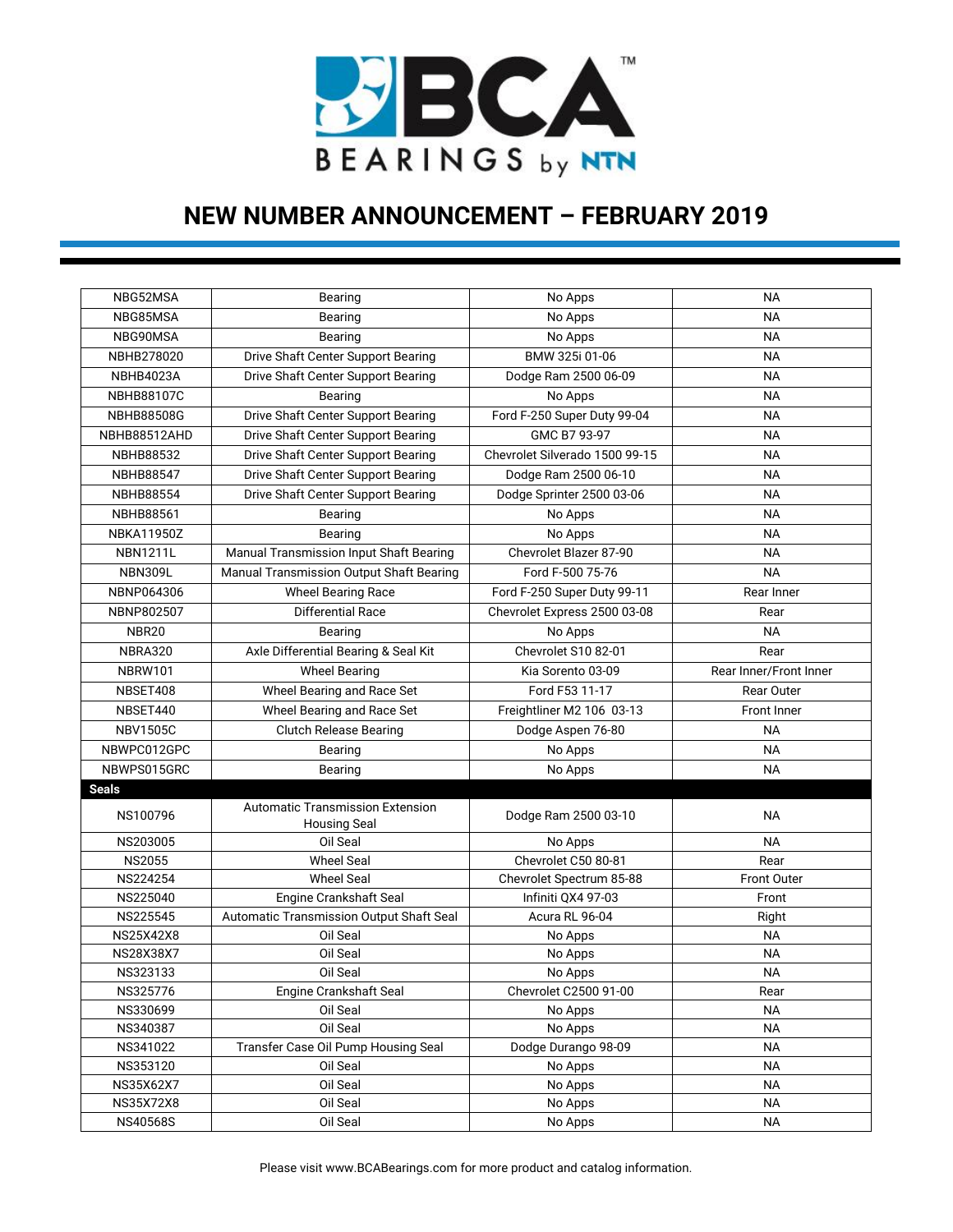# NEW NUMBER ANNOUNCEMENT – FEBRUARY 2019

| | | | |
|---|---|---|---|
| NBG52MSA | Bearing | No Apps | NA |
| NBG85MSA | Bearing | No Apps | NA |
| NBG90MSA | Bearing | No Apps | NA |
| NBHB278020 | Drive Shaft Center Support Bearing | BMW 325i 01-06 | NA |
| NBHB4023A | Drive Shaft Center Support Bearing | Dodge Ram 2500 06-09 | NA |
| NBHB88107C | Bearing | No Apps | NA |
| NBHB88508G | Drive Shaft Center Support Bearing | Ford F-250 Super Duty 99-04 | NA |
| NBHB88512AHD | Drive Shaft Center Support Bearing | GMC B7 93-97 | NA |
| NBHB88532 | Drive Shaft Center Support Bearing | Chevrolet Silverado 1500 99-15 | NA |
| NBHB88547 | Drive Shaft Center Support Bearing | Dodge Ram 2500 06-10 | NA |
| NBHB88554 | Drive Shaft Center Support Bearing | Dodge Sprinter 2500 03-06 | NA |
| NBHB88561 | Bearing | No Apps | NA |
| NBKA11950Z | Bearing | No Apps | NA |
| NBN1211L | Manual Transmission Input Shaft Bearing | Chevrolet Blazer 87-90 | NA |
| NBN309L | Manual Transmission Output Shaft Bearing | Ford F-500 75-76 | NA |
| NBNP064306 | Wheel Bearing Race | Ford F-250 Super Duty 99-11 | Rear Inner |
| NBNP802507 | Differential Race | Chevrolet Express 2500 03-08 | Rear |
| NBR20 | Bearing | No Apps | NA |
| NBRA320 | Axle Differential Bearing & Seal Kit | Chevrolet S10 82-01 | Rear |
| NBRW101 | Wheel Bearing | Kia Sorento 03-09 | Rear Inner/Front Inner |
| NBSET408 | Wheel Bearing and Race Set | Ford F53 11-17 | Rear Outer |
| NBSET440 | Wheel Bearing and Race Set | Freightliner M2 106 03-13 | Front Inner |
| NBV1505C | Clutch Release Bearing | Dodge Aspen 76-80 | NA |
| NBWPC012GPC | Bearing | No Apps | NA |
| NBWPS015GRC | Bearing | No Apps | NA |
| **Seals** | | | |
| NS100796 | Automatic Transmission Extension Housing Seal | Dodge Ram 2500 03-10 | NA |
| NS203005 | Oil Seal | No Apps | NA |
| NS2055 | Wheel Seal | Chevrolet C50 80-81 | Rear |
| NS224254 | Wheel Seal | Chevrolet Spectrum 85-88 | Front Outer |
| NS225040 | Engine Crankshaft Seal | Infiniti QX4 97-03 | Front |
| NS225545 | Automatic Transmission Output Shaft Seal | Acura RL 96-04 | Right |
| NS25X42X8 | Oil Seal | No Apps | NA |
| NS28X38X7 | Oil Seal | No Apps | NA |
| NS323133 | Oil Seal | No Apps | NA |
| NS325776 | Engine Crankshaft Seal | Chevrolet C2500 91-00 | Rear |
| NS330699 | Oil Seal | No Apps | NA |
| NS340387 | Oil Seal | No Apps | NA |
| NS341022 | Transfer Case Oil Pump Housing Seal | Dodge Durango 98-09 | NA |
| NS353120 | Oil Seal | No Apps | NA |
| NS35X62X7 | Oil Seal | No Apps | NA |
| NS35X72X8 | Oil Seal | No Apps | NA |
| NS40568S | Oil Seal | No Apps | NA |

Please visit www.BCABearings.com for more product and catalog information.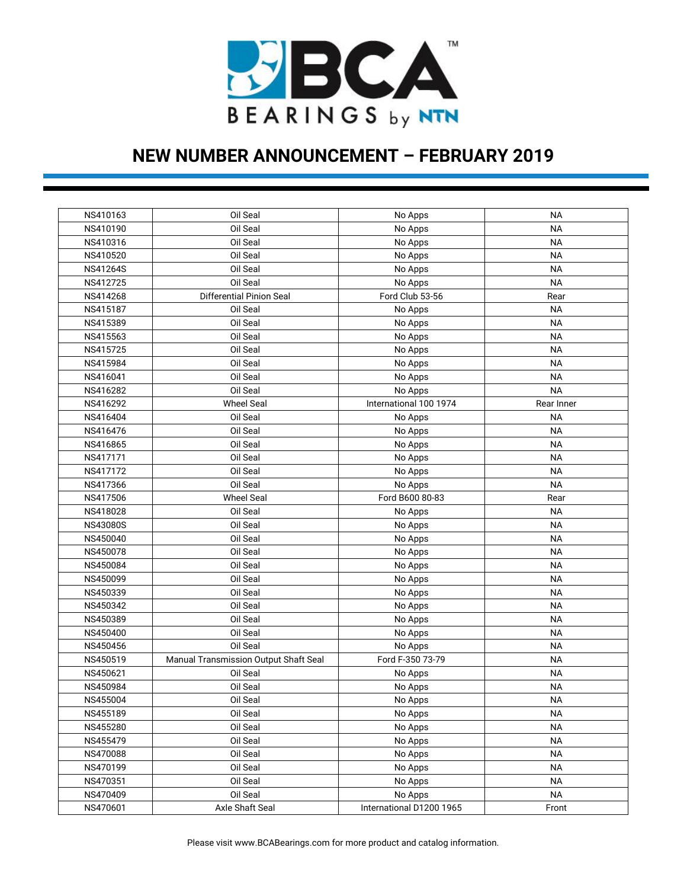# NEW NUMBER ANNOUNCEMENT – FEBRUARY 2019

| NS410163 | Oil Seal | No Apps | NA |
|---|---|---|---|
| NS410190 | Oil Seal | No Apps | NA |
| NS410316 | Oil Seal | No Apps | NA |
| NS410520 | Oil Seal | No Apps | NA |
| NS41264S | Oil Seal | No Apps | NA |
| NS412725 | Oil Seal | No Apps | NA |
| NS414268 | Differential Pinion Seal | Ford Club 53-56 | Rear |
| NS415187 | Oil Seal | No Apps | NA |
| NS415389 | Oil Seal | No Apps | NA |
| NS415563 | Oil Seal | No Apps | NA |
| NS415725 | Oil Seal | No Apps | NA |
| NS415984 | Oil Seal | No Apps | NA |
| NS416041 | Oil Seal | No Apps | NA |
| NS416282 | Oil Seal | No Apps | NA |
| NS416292 | Wheel Seal | International 100 1974 | Rear Inner |
| NS416404 | Oil Seal | No Apps | NA |
| NS416476 | Oil Seal | No Apps | NA |
| NS416865 | Oil Seal | No Apps | NA |
| NS417171 | Oil Seal | No Apps | NA |
| NS417172 | Oil Seal | No Apps | NA |
| NS417366 | Oil Seal | No Apps | NA |
| NS417506 | Wheel Seal | Ford B600 80-83 | Rear |
| NS418028 | Oil Seal | No Apps | NA |
| NS43080S | Oil Seal | No Apps | NA |
| NS450040 | Oil Seal | No Apps | NA |
| NS450078 | Oil Seal | No Apps | NA |
| NS450084 | Oil Seal | No Apps | NA |
| NS450099 | Oil Seal | No Apps | NA |
| NS450339 | Oil Seal | No Apps | NA |
| NS450342 | Oil Seal | No Apps | NA |
| NS450389 | Oil Seal | No Apps | NA |
| NS450400 | Oil Seal | No Apps | NA |
| NS450456 | Oil Seal | No Apps | NA |
| NS450519 | Manual Transmission Output Shaft Seal | Ford F-350 73-79 | NA |
| NS450621 | Oil Seal | No Apps | NA |
| NS450984 | Oil Seal | No Apps | NA |
| NS455004 | Oil Seal | No Apps | NA |
| NS455189 | Oil Seal | No Apps | NA |
| NS455280 | Oil Seal | No Apps | NA |
| NS455479 | Oil Seal | No Apps | NA |
| NS470088 | Oil Seal | No Apps | NA |
| NS470199 | Oil Seal | No Apps | NA |
| NS470351 | Oil Seal | No Apps | NA |
| NS470409 | Oil Seal | No Apps | NA |
| NS470601 | Axle Shaft Seal | International D1200 1965 | Front |

Please visit www.BCABearings.com for more product and catalog information.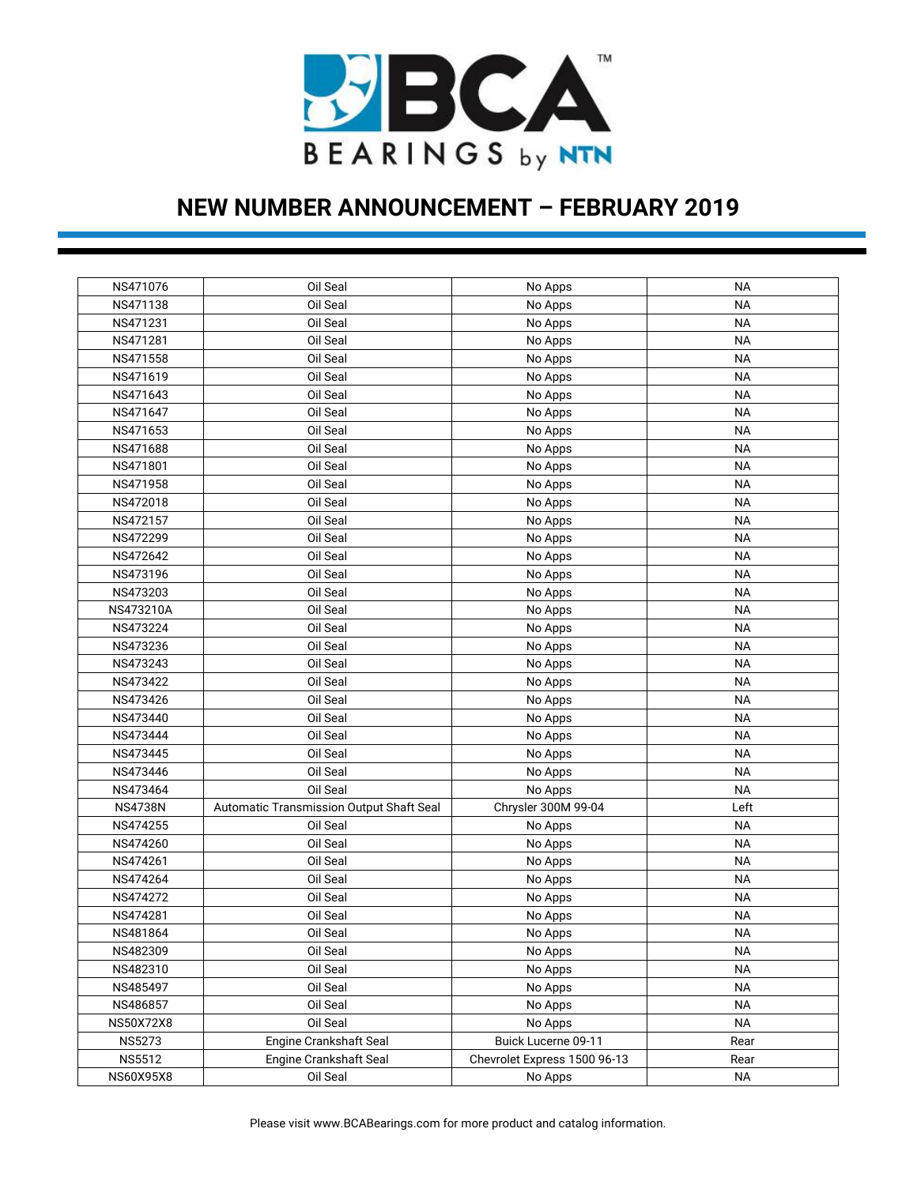# NEW NUMBER ANNOUNCEMENT – FEBRUARY 2019

| | | | |
|---|---|---|---|
| NS471076 | Oil Seal | No Apps | NA |
| NS471138 | Oil Seal | No Apps | NA |
| NS471231 | Oil Seal | No Apps | NA |
| NS471281 | Oil Seal | No Apps | NA |
| NS471558 | Oil Seal | No Apps | NA |
| NS471619 | Oil Seal | No Apps | NA |
| NS471643 | Oil Seal | No Apps | NA |
| NS471647 | Oil Seal | No Apps | NA |
| NS471653 | Oil Seal | No Apps | NA |
| NS471688 | Oil Seal | No Apps | NA |
| NS471801 | Oil Seal | No Apps | NA |
| NS471958 | Oil Seal | No Apps | NA |
| NS472018 | Oil Seal | No Apps | NA |
| NS472157 | Oil Seal | No Apps | NA |
| NS472299 | Oil Seal | No Apps | NA |
| NS472642 | Oil Seal | No Apps | NA |
| NS473196 | Oil Seal | No Apps | NA |
| NS473203 | Oil Seal | No Apps | NA |
| NS473210A | Oil Seal | No Apps | NA |
| NS473224 | Oil Seal | No Apps | NA |
| NS473236 | Oil Seal | No Apps | NA |
| NS473243 | Oil Seal | No Apps | NA |
| NS473422 | Oil Seal | No Apps | NA |
| NS473426 | Oil Seal | No Apps | NA |
| NS473440 | Oil Seal | No Apps | NA |
| NS473444 | Oil Seal | No Apps | NA |
| NS473445 | Oil Seal | No Apps | NA |
| NS473446 | Oil Seal | No Apps | NA |
| NS473464 | Oil Seal | No Apps | NA |
| NS4738N | Automatic Transmission Output Shaft Seal | Chrysler 300M 99-04 | Left |
| NS474255 | Oil Seal | No Apps | NA |
| NS474260 | Oil Seal | No Apps | NA |
| NS474261 | Oil Seal | No Apps | NA |
| NS474264 | Oil Seal | No Apps | NA |
| NS474272 | Oil Seal | No Apps | NA |
| NS474281 | Oil Seal | No Apps | NA |
| NS481864 | Oil Seal | No Apps | NA |
| NS482309 | Oil Seal | No Apps | NA |
| NS482310 | Oil Seal | No Apps | NA |
| NS485497 | Oil Seal | No Apps | NA |
| NS486857 | Oil Seal | No Apps | NA |
| NS50X72X8 | Oil Seal | No Apps | NA |
| NS5273 | Engine Crankshaft Seal | Buick Lucerne 09-11 | Rear |
| NS5512 | Engine Crankshaft Seal | Chevrolet Express 1500 96-13 | Rear |
| NS60X95X8 | Oil Seal | No Apps | NA |

Please visit www.BCABearings.com for more product and catalog information.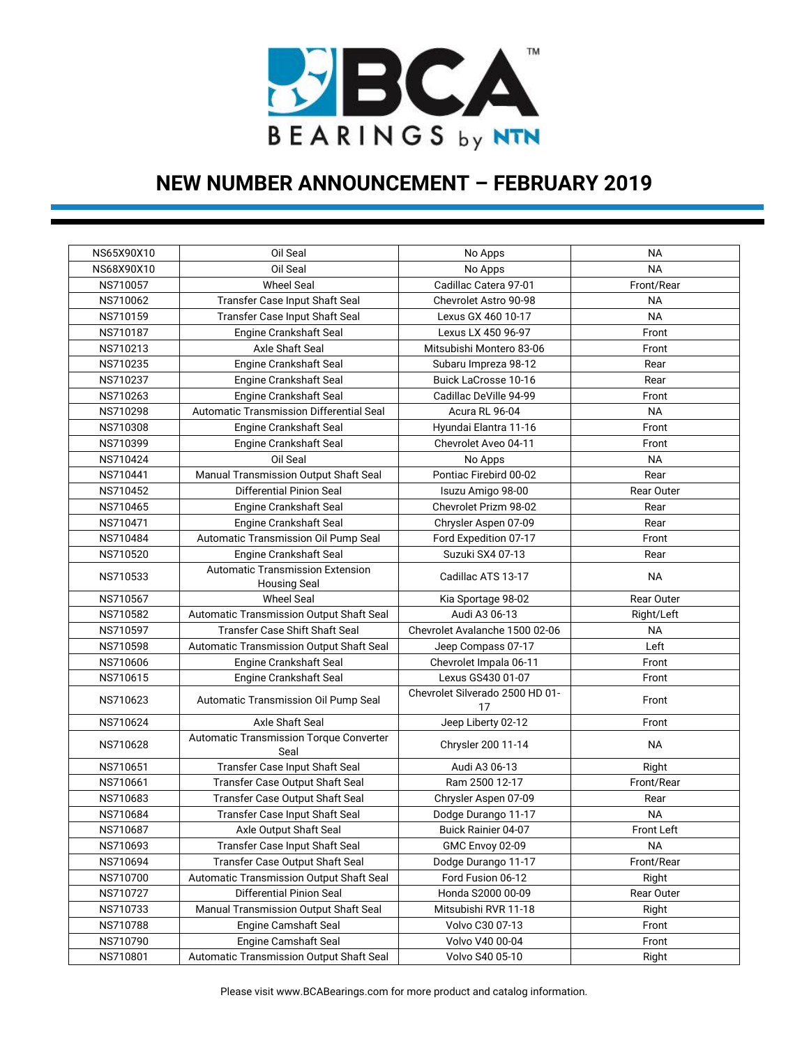# NEW NUMBER ANNOUNCEMENT – FEBRUARY 2019

| | | | |
|---|---|---|---|
| NS65X90X10 | Oil Seal | No Apps | NA |
| NS68X90X10 | Oil Seal | No Apps | NA |
| NS710057 | Wheel Seal | Cadillac Catera 97-01 | Front/Rear |
| NS710062 | Transfer Case Input Shaft Seal | Chevrolet Astro 90-98 | NA |
| NS710159 | Transfer Case Input Shaft Seal | Lexus GX 460 10-17 | NA |
| NS710187 | Engine Crankshaft Seal | Lexus LX 450 96-97 | Front |
| NS710213 | Axle Shaft Seal | Mitsubishi Montero 83-06 | Front |
| NS710235 | Engine Crankshaft Seal | Subaru Impreza 98-12 | Rear |
| NS710237 | Engine Crankshaft Seal | Buick LaCrosse 10-16 | Rear |
| NS710263 | Engine Crankshaft Seal | Cadillac DeVille 94-99 | Front |
| NS710298 | Automatic Transmission Differential Seal | Acura RL 96-04 | NA |
| NS710308 | Engine Crankshaft Seal | Hyundai Elantra 11-16 | Front |
| NS710399 | Engine Crankshaft Seal | Chevrolet Aveo 04-11 | Front |
| NS710424 | Oil Seal | No Apps | NA |
| NS710441 | Manual Transmission Output Shaft Seal | Pontiac Firebird 00-02 | Rear |
| NS710452 | Differential Pinion Seal | Isuzu Amigo 98-00 | Rear Outer |
| NS710465 | Engine Crankshaft Seal | Chevrolet Prizm 98-02 | Rear |
| NS710471 | Engine Crankshaft Seal | Chrysler Aspen 07-09 | Rear |
| NS710484 | Automatic Transmission Oil Pump Seal | Ford Expedition 07-17 | Front |
| NS710520 | Engine Crankshaft Seal | Suzuki SX4 07-13 | Rear |
| NS710533 | Automatic Transmission Extension Housing Seal | Cadillac ATS 13-17 | NA |
| NS710567 | Wheel Seal | Kia Sportage 98-02 | Rear Outer |
| NS710582 | Automatic Transmission Output Shaft Seal | Audi A3 06-13 | Right/Left |
| NS710597 | Transfer Case Shift Shaft Seal | Chevrolet Avalanche 1500 02-06 | NA |
| NS710598 | Automatic Transmission Output Shaft Seal | Jeep Compass 07-17 | Left |
| NS710606 | Engine Crankshaft Seal | Chevrolet Impala 06-11 | Front |
| NS710615 | Engine Crankshaft Seal | Lexus GS430 01-07 | Front |
| NS710623 | Automatic Transmission Oil Pump Seal | Chevrolet Silverado 2500 HD 01-17 | Front |
| NS710624 | Axle Shaft Seal | Jeep Liberty 02-12 | Front |
| NS710628 | Automatic Transmission Torque Converter Seal | Chrysler 200 11-14 | NA |
| NS710651 | Transfer Case Input Shaft Seal | Audi A3 06-13 | Right |
| NS710661 | Transfer Case Output Shaft Seal | Ram 2500 12-17 | Front/Rear |
| NS710683 | Transfer Case Output Shaft Seal | Chrysler Aspen 07-09 | Rear |
| NS710684 | Transfer Case Input Shaft Seal | Dodge Durango 11-17 | NA |
| NS710687 | Axle Output Shaft Seal | Buick Rainier 04-07 | Front Left |
| NS710693 | Transfer Case Input Shaft Seal | GMC Envoy 02-09 | NA |
| NS710694 | Transfer Case Output Shaft Seal | Dodge Durango 11-17 | Front/Rear |
| NS710700 | Automatic Transmission Output Shaft Seal | Ford Fusion 06-12 | Right |
| NS710727 | Differential Pinion Seal | Honda S2000 00-09 | Rear Outer |
| NS710733 | Manual Transmission Output Shaft Seal | Mitsubishi RVR 11-18 | Right |
| NS710788 | Engine Camshaft Seal | Volvo C30 07-13 | Front |
| NS710790 | Engine Camshaft Seal | Volvo V40 00-04 | Front |
| NS710801 | Automatic Transmission Output Shaft Seal | Volvo S40 05-10 | Right |

Please visit www.BCABearings.com for more product and catalog information.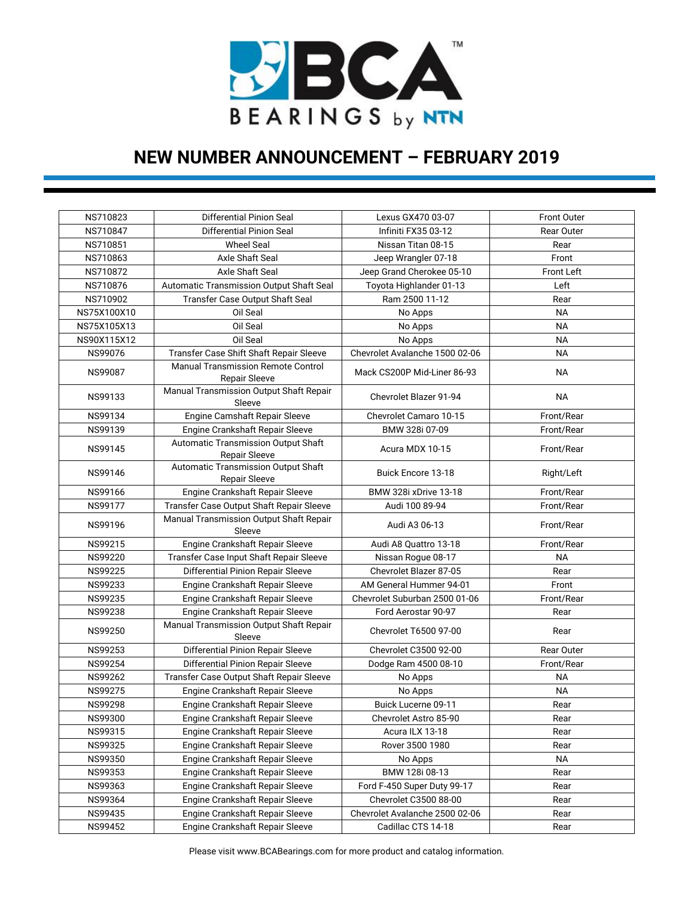# NEW NUMBER ANNOUNCEMENT – FEBRUARY 2019

| | | | |
|---|---|---|---|
| NS710823 | Differential Pinion Seal | Lexus GX470 03-07 | Front Outer |
| NS710847 | Differential Pinion Seal | Infiniti FX35 03-12 | Rear Outer |
| NS710851 | Wheel Seal | Nissan Titan 08-15 | Rear |
| NS710863 | Axle Shaft Seal | Jeep Wrangler 07-18 | Front |
| NS710872 | Axle Shaft Seal | Jeep Grand Cherokee 05-10 | Front Left |
| NS710876 | Automatic Transmission Output Shaft Seal | Toyota Highlander 01-13 | Left |
| NS710902 | Transfer Case Output Shaft Seal | Ram 2500 11-12 | Rear |
| NS75X100X10 | Oil Seal | No Apps | NA |
| NS75X105X13 | Oil Seal | No Apps | NA |
| NS90X115X12 | Oil Seal | No Apps | NA |
| NS99076 | Transfer Case Shift Shaft Repair Sleeve | Chevrolet Avalanche 1500 02-06 | NA |
| NS99087 | Manual Transmission Remote Control Repair Sleeve | Mack CS200P Mid-Liner 86-93 | NA |
| NS99133 | Manual Transmission Output Shaft Repair Sleeve | Chevrolet Blazer 91-94 | NA |
| NS99134 | Engine Camshaft Repair Sleeve | Chevrolet Camaro 10-15 | Front/Rear |
| NS99139 | Engine Crankshaft Repair Sleeve | BMW 328i 07-09 | Front/Rear |
| NS99145 | Automatic Transmission Output Shaft Repair Sleeve | Acura MDX 10-15 | Front/Rear |
| NS99146 | Automatic Transmission Output Shaft Repair Sleeve | Buick Encore 13-18 | Right/Left |
| NS99166 | Engine Crankshaft Repair Sleeve | BMW 328i xDrive 13-18 | Front/Rear |
| NS99177 | Transfer Case Output Shaft Repair Sleeve | Audi 100 89-94 | Front/Rear |
| NS99196 | Manual Transmission Output Shaft Repair Sleeve | Audi A3 06-13 | Front/Rear |
| NS99215 | Engine Crankshaft Repair Sleeve | Audi A8 Quattro 13-18 | Front/Rear |
| NS99220 | Transfer Case Input Shaft Repair Sleeve | Nissan Rogue 08-17 | NA |
| NS99225 | Differential Pinion Repair Sleeve | Chevrolet Blazer 87-05 | Rear |
| NS99233 | Engine Crankshaft Repair Sleeve | AM General Hummer 94-01 | Front |
| NS99235 | Engine Crankshaft Repair Sleeve | Chevrolet Suburban 2500 01-06 | Front/Rear |
| NS99238 | Engine Crankshaft Repair Sleeve | Ford Aerostar 90-97 | Rear |
| NS99250 | Manual Transmission Output Shaft Repair Sleeve | Chevrolet T6500 97-00 | Rear |
| NS99253 | Differential Pinion Repair Sleeve | Chevrolet C3500 92-00 | Rear Outer |
| NS99254 | Differential Pinion Repair Sleeve | Dodge Ram 4500 08-10 | Front/Rear |
| NS99262 | Transfer Case Output Shaft Repair Sleeve | No Apps | NA |
| NS99275 | Engine Crankshaft Repair Sleeve | No Apps | NA |
| NS99298 | Engine Crankshaft Repair Sleeve | Buick Lucerne 09-11 | Rear |
| NS99300 | Engine Crankshaft Repair Sleeve | Chevrolet Astro 85-90 | Rear |
| NS99315 | Engine Crankshaft Repair Sleeve | Acura ILX 13-18 | Rear |
| NS99325 | Engine Crankshaft Repair Sleeve | Rover 3500 1980 | Rear |
| NS99350 | Engine Crankshaft Repair Sleeve | No Apps | NA |
| NS99353 | Engine Crankshaft Repair Sleeve | BMW 128i 08-13 | Rear |
| NS99363 | Engine Crankshaft Repair Sleeve | Ford F-450 Super Duty 99-17 | Rear |
| NS99364 | Engine Crankshaft Repair Sleeve | Chevrolet C3500 88-00 | Rear |
| NS99435 | Engine Crankshaft Repair Sleeve | Chevrolet Avalanche 2500 02-06 | Rear |
| NS99452 | Engine Crankshaft Repair Sleeve | Cadillac CTS 14-18 | Rear |

Please visit www.BCABearings.com for more product and catalog information.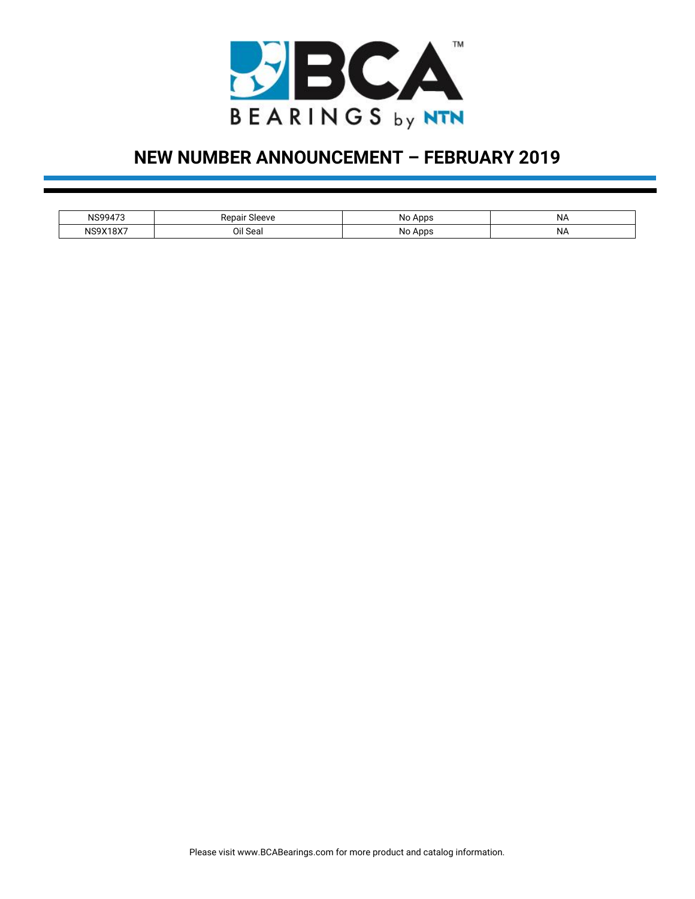BCA™ BEARINGS by NTN

## NEW NUMBER ANNOUNCEMENT – FEBRUARY 2019

| | | | |
|---|---|---|---|
| NS99473 | Repair Sleeve | No Apps | NA |
| NS9X18X7 | Oil Seal | No Apps | NA |

Please visit www.BCABearings.com for more product and catalog information.